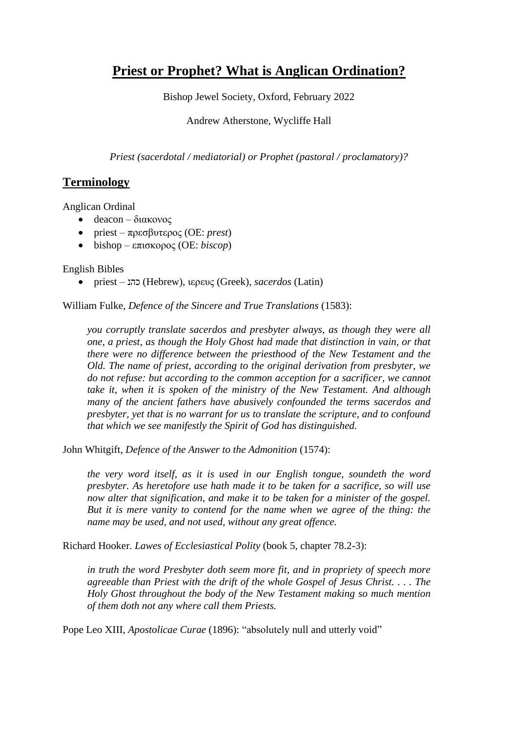# **Priest or Prophet? What is Anglican Ordination?**

Bishop Jewel Society, Oxford, February 2022

Andrew Atherstone, Wycliffe Hall

*Priest (sacerdotal / mediatorial) or Prophet (pastoral / proclamatory)?*

## **Terminology**

Anglican Ordinal

- deacon – διακονος
- priest – πρεσβυτερος (OE: *prest*)
- bishop – επισκορος (OE: *biscop*)

English Bibles

- priest – כהנ (Hebrew), ιερευς (Greek), *sacerdos* (Latin)

William Fulke, *Defence of the Sincere and True Translations* (1583):

> *you corruptly translate sacerdos and presbyter always, as though they were all one, a priest, as though the Holy Ghost had made that distinction in vain, or that there were no difference between the priesthood of the New Testament and the Old. The name of priest, according to the original derivation from presbyter, we do not refuse: but according to the common acception for a sacrificer, we cannot take it, when it is spoken of the ministry of the New Testament. And although many of the ancient fathers have abusively confounded the terms sacerdos and presbyter, yet that is no warrant for us to translate the scripture, and to confound that which we see manifestly the Spirit of God has distinguished.*

John Whitgift, *Defence of the Answer to the Admonition* (1574):

> *the very word itself, as it is used in our English tongue, soundeth the word presbyter. As heretofore use hath made it to be taken for a sacrifice, so will use now alter that signification, and make it to be taken for a minister of the gospel. But it is mere vanity to contend for the name when we agree of the thing: the name may be used, and not used, without any great offence.*

Richard Hooker. *Lawes of Ecclesiastical Polity* (book 5, chapter 78.2-3):

> *in truth the word Presbyter doth seem more fit, and in propriety of speech more agreeable than Priest with the drift of the whole Gospel of Jesus Christ. . . . The Holy Ghost throughout the body of the New Testament making so much mention of them doth not any where call them Priests.*

Pope Leo XIII, *Apostolicae Curae* (1896): "absolutely null and utterly void"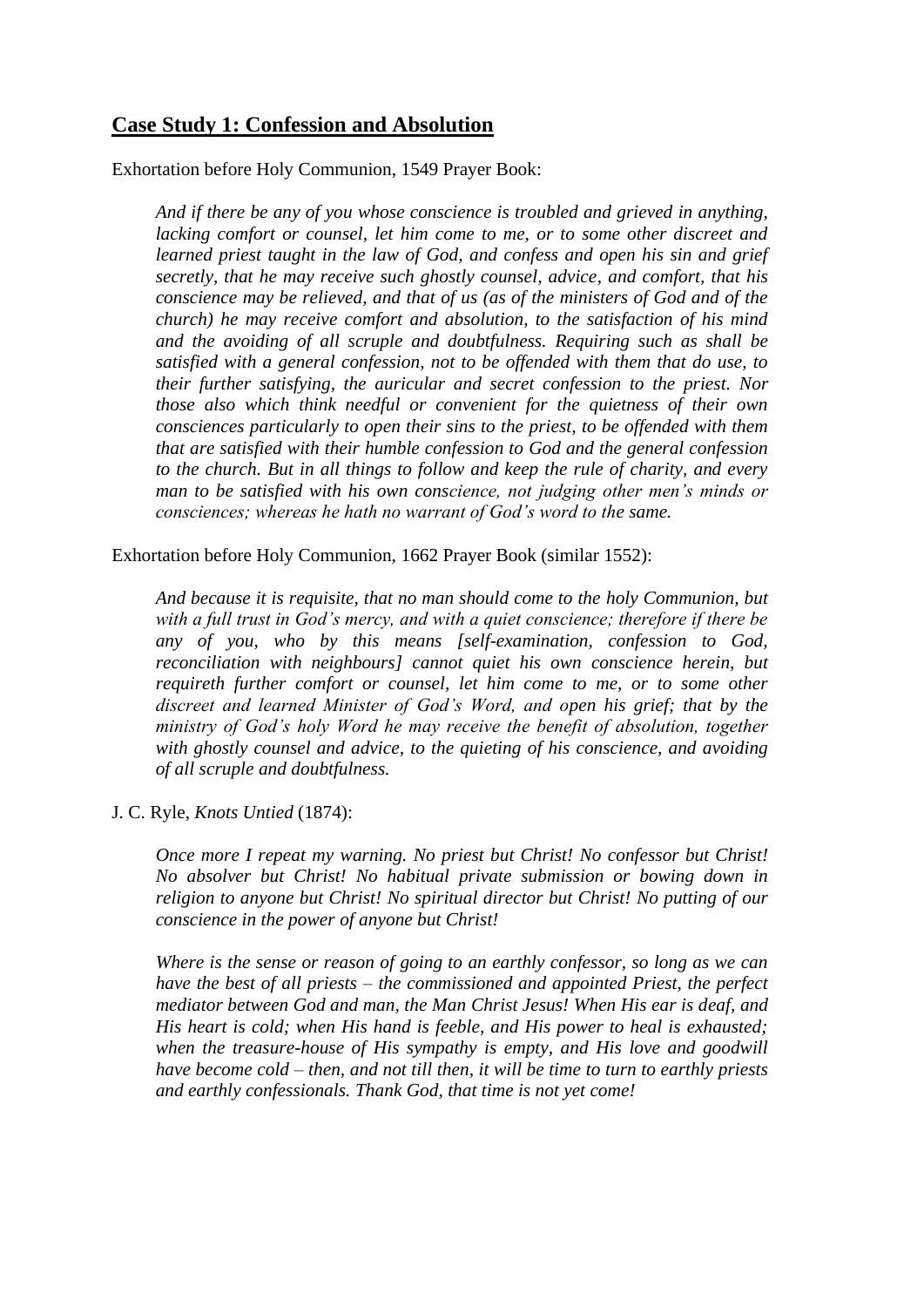## **Case Study 1: Confession and Absolution**

Exhortation before Holy Communion, 1549 Prayer Book:

> *And if there be any of you whose conscience is troubled and grieved in anything, lacking comfort or counsel, let him come to me, or to some other discreet and learned priest taught in the law of God, and confess and open his sin and grief secretly, that he may receive such ghostly counsel, advice, and comfort, that his conscience may be relieved, and that of us (as of the ministers of God and of the church) he may receive comfort and absolution, to the satisfaction of his mind and the avoiding of all scruple and doubtfulness. Requiring such as shall be satisfied with a general confession, not to be offended with them that do use, to their further satisfying, the auricular and secret confession to the priest. Nor those also which think needful or convenient for the quietness of their own consciences particularly to open their sins to the priest, to be offended with them that are satisfied with their humble confession to God and the general confession to the church. But in all things to follow and keep the rule of charity, and every man to be satisfied with his own conscience, not judging other men's minds or consciences; whereas he hath no warrant of God's word to the same.*

Exhortation before Holy Communion, 1662 Prayer Book (similar 1552):

> *And because it is requisite, that no man should come to the holy Communion, but with a full trust in God's mercy, and with a quiet conscience; therefore if there be any of you, who by this means [self-examination, confession to God, reconciliation with neighbours] cannot quiet his own conscience herein, but requireth further comfort or counsel, let him come to me, or to some other discreet and learned Minister of God's Word, and open his grief; that by the ministry of God's holy Word he may receive the benefit of absolution, together with ghostly counsel and advice, to the quieting of his conscience, and avoiding of all scruple and doubtfulness.*

J. C. Ryle, *Knots Untied* (1874):

> *Once more I repeat my warning. No priest but Christ! No confessor but Christ! No absolver but Christ! No habitual private submission or bowing down in religion to anyone but Christ! No spiritual director but Christ! No putting of our conscience in the power of anyone but Christ!*
>
> *Where is the sense or reason of going to an earthly confessor, so long as we can have the best of all priests – the commissioned and appointed Priest, the perfect mediator between God and man, the Man Christ Jesus! When His ear is deaf, and His heart is cold; when His hand is feeble, and His power to heal is exhausted; when the treasure-house of His sympathy is empty, and His love and goodwill have become cold – then, and not till then, it will be time to turn to earthly priests and earthly confessionals. Thank God, that time is not yet come!*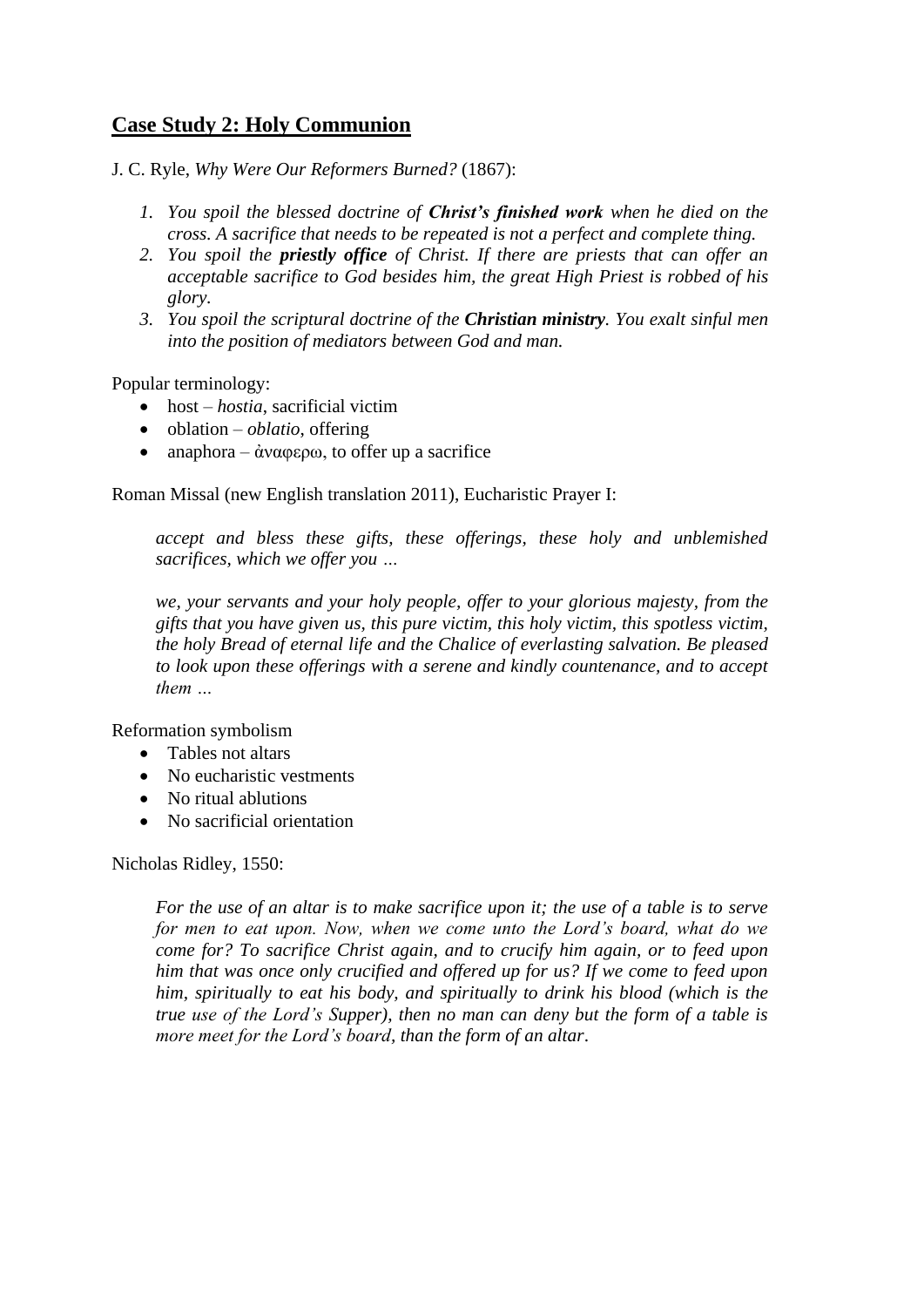## Case Study 2: Holy Communion

J. C. Ryle, *Why Were Our Reformers Burned?* (1867):

> 1. *You spoil the blessed doctrine of **Christ's finished work** when he died on the cross. A sacrifice that needs to be repeated is not a perfect and complete thing.*
> 2. *You spoil the **priestly office** of Christ. If there are priests that can offer an acceptable sacrifice to God besides him, the great High Priest is robbed of his glory.*
> 3. *You spoil the scriptural doctrine of the **Christian ministry**. You exalt sinful men into the position of mediators between God and man.*

Popular terminology:

- host – *hostia*, sacrificial victim
- oblation – *oblatio*, offering
- anaphora – ἀναφερω, to offer up a sacrifice

Roman Missal (new English translation 2011), Eucharistic Prayer I:

> *accept and bless these gifts, these offerings, these holy and unblemished sacrifices, which we offer you …*
>
> *we, your servants and your holy people, offer to your glorious majesty, from the gifts that you have given us, this pure victim, this holy victim, this spotless victim, the holy Bread of eternal life and the Chalice of everlasting salvation. Be pleased to look upon these offerings with a serene and kindly countenance, and to accept them …*

Reformation symbolism

- Tables not altars
- No eucharistic vestments
- No ritual ablutions
- No sacrificial orientation

Nicholas Ridley, 1550:

> *For the use of an altar is to make sacrifice upon it; the use of a table is to serve for men to eat upon. Now, when we come unto the Lord's board, what do we come for? To sacrifice Christ again, and to crucify him again, or to feed upon him that was once only crucified and offered up for us? If we come to feed upon him, spiritually to eat his body, and spiritually to drink his blood (which is the true use of the Lord's Supper), then no man can deny but the form of a table is more meet for the Lord's board, than the form of an altar.*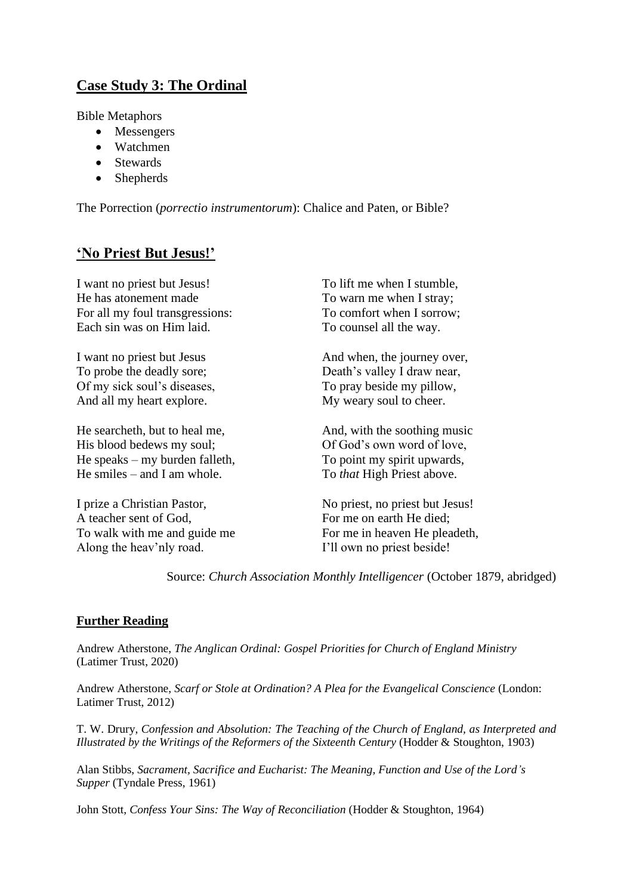## Case Study 3: The Ordinal

Bible Metaphors

- Messengers
- Watchmen
- Stewards
- Shepherds

The Porrection (*porrectio instrumentorum*): Chalice and Paten, or Bible?

## 'No Priest But Jesus!'

I want no priest but Jesus!
He has atonement made
For all my foul transgressions:
Each sin was on Him laid.

I want no priest but Jesus
To probe the deadly sore;
Of my sick soul's diseases,
And all my heart explore.

He searcheth, but to heal me,
His blood bedews my soul;
He speaks – my burden falleth,
He smiles – and I am whole.

I prize a Christian Pastor,
A teacher sent of God,
To walk with me and guide me
Along the heav'nly road.

To lift me when I stumble,
To warn me when I stray;
To comfort when I sorrow;
To counsel all the way.

And when, the journey over,
Death's valley I draw near,
To pray beside my pillow,
My weary soul to cheer.

And, with the soothing music
Of God's own word of love,
To point my spirit upwards,
To *that* High Priest above.

No priest, no priest but Jesus!
For me on earth He died;
For me in heaven He pleadeth,
I'll own no priest beside!

Source: *Church Association Monthly Intelligencer* (October 1879, abridged)

### Further Reading

Andrew Atherstone, *The Anglican Ordinal: Gospel Priorities for Church of England Ministry* (Latimer Trust, 2020)

Andrew Atherstone, *Scarf or Stole at Ordination? A Plea for the Evangelical Conscience* (London: Latimer Trust, 2012)

T. W. Drury, *Confession and Absolution: The Teaching of the Church of England, as Interpreted and Illustrated by the Writings of the Reformers of the Sixteenth Century* (Hodder & Stoughton, 1903)

Alan Stibbs, *Sacrament, Sacrifice and Eucharist: The Meaning, Function and Use of the Lord's Supper* (Tyndale Press, 1961)

John Stott, *Confess Your Sins: The Way of Reconciliation* (Hodder & Stoughton, 1964)